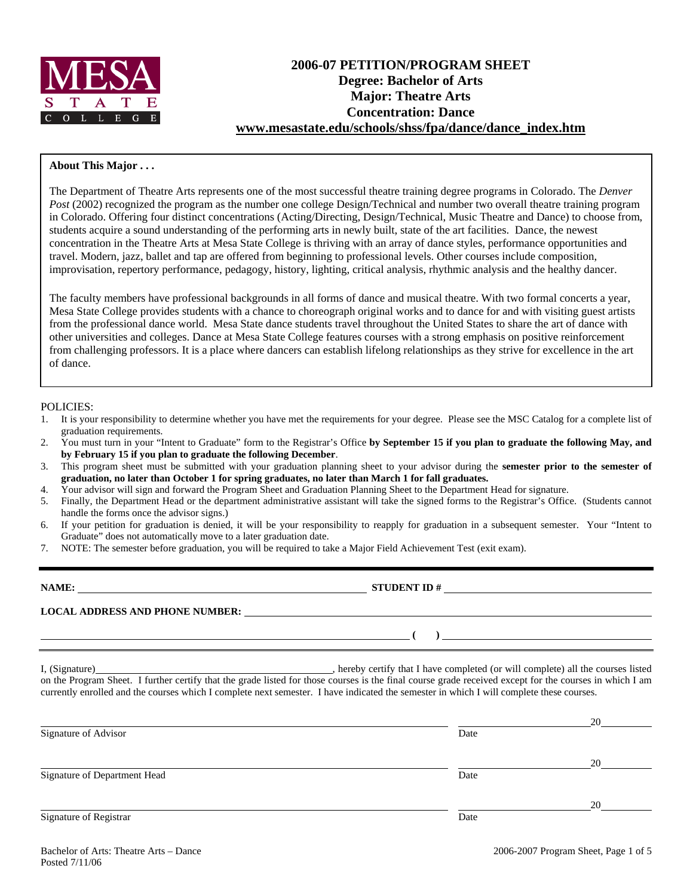# 2006-07 PETITION/PROGRAM SHEET
## Degree: Bachelor of Arts
## Major: Theatre Arts
## Concentration: Dance
**www.mesastate.edu/schools/shss/fpa/dance/dance_index.htm**

**About This Major . . .**

The Department of Theatre Arts represents one of the most successful theatre training degree programs in Colorado. The *Denver Post* (2002) recognized the program as the number one college Design/Technical and number two overall theatre training program in Colorado. Offering four distinct concentrations (Acting/Directing, Design/Technical, Music Theatre and Dance) to choose from, students acquire a sound understanding of the performing arts in newly built, state of the art facilities. Dance, the newest concentration in the Theatre Arts at Mesa State College is thriving with an array of dance styles, performance opportunities and travel. Modern, jazz, ballet and tap are offered from beginning to professional levels. Other courses include composition, improvisation, repertory performance, pedagogy, history, lighting, critical analysis, rhythmic analysis and the healthy dancer.

The faculty members have professional backgrounds in all forms of dance and musical theatre. With two formal concerts a year, Mesa State College provides students with a chance to choreograph original works and to dance for and with visiting guest artists from the professional dance world. Mesa State dance students travel throughout the United States to share the art of dance with other universities and colleges. Dance at Mesa State College features courses with a strong emphasis on positive reinforcement from challenging professors. It is a place where dancers can establish lifelong relationships as they strive for excellence in the art of dance.

POLICIES:

1. It is your responsibility to determine whether you have met the requirements for your degree. Please see the MSC Catalog for a complete list of graduation requirements.
2. You must turn in your "Intent to Graduate" form to the Registrar's Office **by September 15 if you plan to graduate the following May, and by February 15 if you plan to graduate the following December**.
3. This program sheet must be submitted with your graduation planning sheet to your advisor during the **semester prior to the semester of graduation, no later than October 1 for spring graduates, no later than March 1 for fall graduates.**
4. Your advisor will sign and forward the Program Sheet and Graduation Planning Sheet to the Department Head for signature.
5. Finally, the Department Head or the department administrative assistant will take the signed forms to the Registrar's Office. (Students cannot handle the forms once the advisor signs.)
6. If your petition for graduation is denied, it will be your responsibility to reapply for graduation in a subsequent semester. Your "Intent to Graduate" does not automatically move to a later graduation date.
7. NOTE: The semester before graduation, you will be required to take a Major Field Achievement Test (exit exam).

---

**NAME:** ______________________________ **STUDENT ID #** ______________________________

**LOCAL ADDRESS AND PHONE NUMBER:** ______________________________

______________________________ **( )** ______________________________

I, (Signature)______________________________, hereby certify that I have completed (or will complete) all the courses listed on the Program Sheet. I further certify that the grade listed for those courses is the final course grade received except for the courses in which I am currently enrolled and the courses which I complete next semester. I have indicated the semester in which I will complete these courses.

______________________________ ______________ 20______
Signature of Advisor Date

______________________________ ______________ 20______
Signature of Department Head Date

______________________________ ______________ 20______
Signature of Registrar Date

Bachelor of Arts: Theatre Arts – Dance
Posted 7/11/06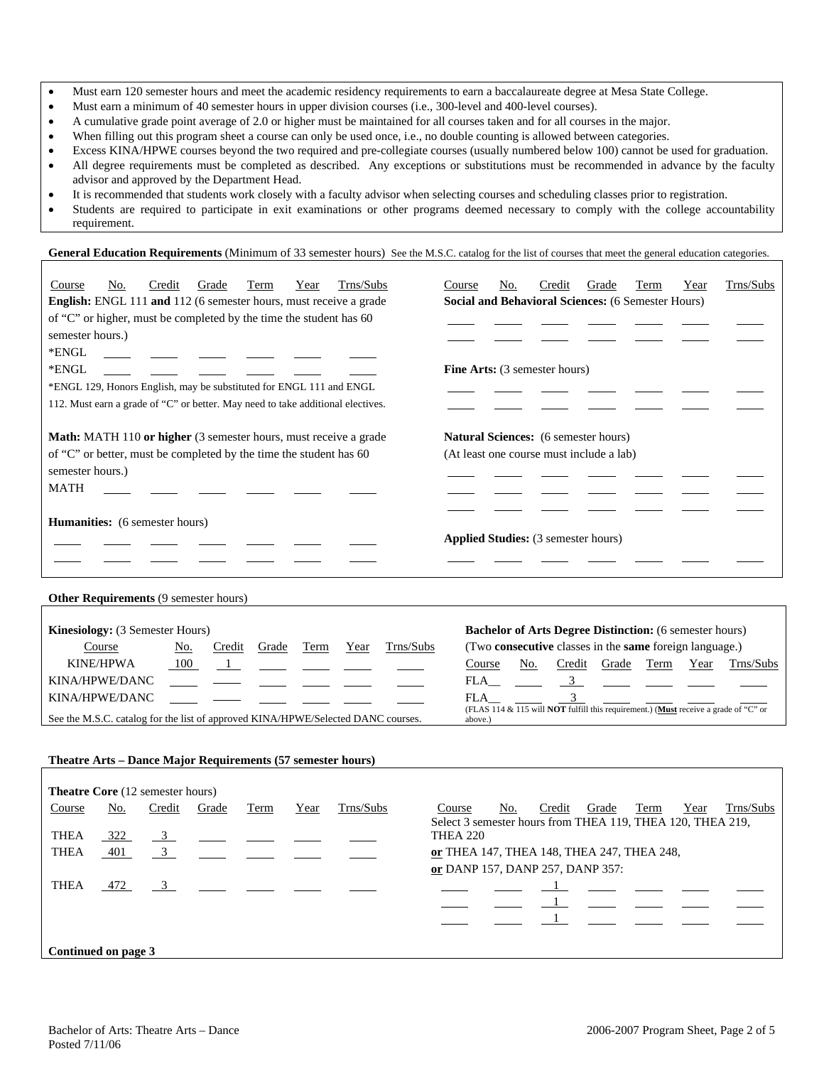- Must earn 120 semester hours and meet the academic residency requirements to earn a baccalaureate degree at Mesa State College.
- Must earn a minimum of 40 semester hours in upper division courses (i.e., 300-level and 400-level courses).
- A cumulative grade point average of 2.0 or higher must be maintained for all courses taken and for all courses in the major.
- When filling out this program sheet a course can only be used once, i.e., no double counting is allowed between categories.
- Excess KINA/HPWE courses beyond the two required and pre-collegiate courses (usually numbered below 100) cannot be used for graduation.
- All degree requirements must be completed as described. Any exceptions or substitutions must be recommended in advance by the faculty advisor and approved by the Department Head.
- It is recommended that students work closely with a faculty advisor when selecting courses and scheduling classes prior to registration.
- Students are required to participate in exit examinations or other programs deemed necessary to comply with the college accountability requirement.

**General Education Requirements** (Minimum of 33 semester hours) See the M.S.C. catalog for the list of courses that meet the general education categories.

**English:** ENGL 111 **and** 112 (6 semester hours, must receive a grade of "C" or higher, must be completed by the time the student has 60 semester hours.)

| Course | No. | Credit | Grade | Term | Year | Trns/Subs |
|---|---|---|---|---|---|---|
| *ENGL | | | | | | |
| *ENGL | | | | | | |

*ENGL 129, Honors English, may be substituted for ENGL 111 and ENGL 112. Must earn a grade of "C" or better. May need to take additional electives.

**Math:** MATH 110 **or higher** (3 semester hours, must receive a grade of "C" or better, must be completed by the time the student has 60 semester hours.)

| Course | No. | Credit | Grade | Term | Year | Trns/Subs |
|---|---|---|---|---|---|---|
| MATH | | | | | | |

**Humanities:** (6 semester hours)

| Course | No. | Credit | Grade | Term | Year | Trns/Subs |
|---|---|---|---|---|---|---|
| | | | | | | |
| | | | | | | |

**Social and Behavioral Sciences:** (6 Semester Hours)

| Course | No. | Credit | Grade | Term | Year | Trns/Subs |
|---|---|---|---|---|---|---|
| | | | | | | |
| | | | | | | |

**Fine Arts:** (3 semester hours)

| Course | No. | Credit | Grade | Term | Year | Trns/Subs |
|---|---|---|---|---|---|---|
| | | | | | | |
| | | | | | | |

**Natural Sciences:** (6 semester hours)
(At least one course must include a lab)

| Course | No. | Credit | Grade | Term | Year | Trns/Subs |
|---|---|---|---|---|---|---|
| | | | | | | |
| | | | | | | |
| | | | | | | |

**Applied Studies:** (3 semester hours)

| Course | No. | Credit | Grade | Term | Year | Trns/Subs |
|---|---|---|---|---|---|---|
| | | | | | | |

**Other Requirements** (9 semester hours)

**Kinesiology:** (3 Semester Hours)

| Course | No. | Credit | Grade | Term | Year | Trns/Subs |
|---|---|---|---|---|---|---|
| KINE/HPWA | 100 | 1 | | | | |
| KINA/HPWE/DANC | | | | | | |
| KINA/HPWE/DANC | | | | | | |

See the M.S.C. catalog for the list of approved KINA/HPWE/Selected DANC courses.

**Bachelor of Arts Degree Distinction:** (6 semester hours)
(Two **consecutive** classes in the **same** foreign language.)

| Course | No. | Credit | Grade | Term | Year | Trns/Subs |
|---|---|---|---|---|---|---|
| FLA__ | | 3 | | | | |
| FLA__ | | 3 | | | | |

(FLAS 114 & 115 will **NOT** fulfill this requirement.) (**Must** receive a grade of "C" or above.)

**Theatre Arts – Dance Major Requirements (57 semester hours)**

**Theatre Core** (12 semester hours)

| Course | No. | Credit | Grade | Term | Year | Trns/Subs |
|---|---|---|---|---|---|---|
| THEA | 322 | 3 | | | | |
| THEA | 401 | 3 | | | | |
| THEA | 472 | 3 | | | | |

Select 3 semester hours from THEA 119, THEA 120, THEA 219, THEA 220
**or** THEA 147, THEA 148, THEA 247, THEA 248,
**or** DANP 157, DANP 257, DANP 357:

| Course | No. | Credit | Grade | Term | Year | Trns/Subs |
|---|---|---|---|---|---|---|
| | | 1 | | | | |
| | | 1 | | | | |
| | | 1 | | | | |

**Continued on page 3**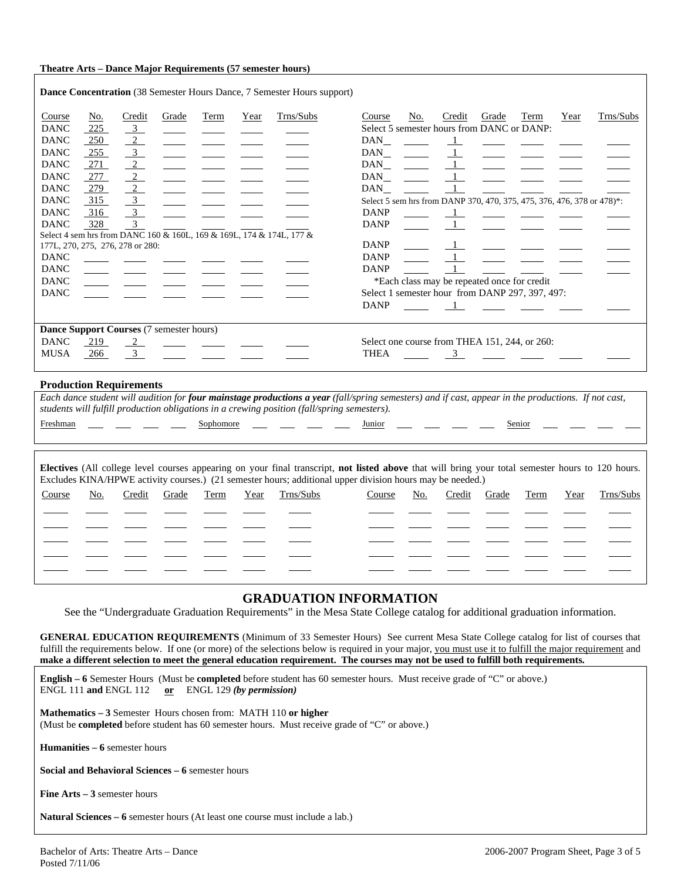**Theatre Arts – Dance Major Requirements (57 semester hours)**

**Dance Concentration** (38 Semester Hours Dance, 7 Semester Hours support)

| Course | No. | Credit | Grade | Term | Year | Trns/Subs |
|---|---|---|---|---|---|---|
| DANC | 225 | 3 | | | | |
| DANC | 250 | 2 | | | | |
| DANC | 255 | 3 | | | | |
| DANC | 271 | 2 | | | | |
| DANC | 277 | 2 | | | | |
| DANC | 279 | 2 | | | | |
| DANC | 315 | 3 | | | | |
| DANC | 316 | 3 | | | | |
| DANC | 328 | 3 | | | | |

Select 4 sem hrs from DANC 160 & 160L, 169 & 169L, 174 & 174L, 177 & 177L, 270, 275, 276, 278 or 280:

| Course | No. | Credit | Grade | Term | Year | Trns/Subs |
|---|---|---|---|---|---|---|
| DANC | | | | | | |
| DANC | | | | | | |
| DANC | | | | | | |
| DANC | | | | | | |

Select 5 semester hours from DANC or DANP:

| Course | No. | Credit | Grade | Term | Year | Trns/Subs |
|---|---|---|---|---|---|---|
| DAN__ | | 1 | | | | |
| DAN__ | | 1 | | | | |
| DAN__ | | 1 | | | | |
| DAN__ | | 1 | | | | |
| DAN__ | | 1 | | | | |

Select 5 sem hrs from DANP 370, 470, 375, 475, 376, 476, 378 or 478)*:

| Course | No. | Credit | Grade | Term | Year | Trns/Subs |
|---|---|---|---|---|---|---|
| DANP | | 1 | | | | |
| DANP | | 1 | | | | |
| DANP | | 1 | | | | |
| DANP | | 1 | | | | |
| DANP | | 1 | | | | |

*Each class may be repeated once for credit

Select 1 semester hour from DANP 297, 397, 497:

| Course | No. | Credit | Grade | Term | Year | Trns/Subs |
|---|---|---|---|---|---|---|
| DANP | | 1 | | | | |

**Dance Support Courses** (7 semester hours)

| Course | No. | Credit | Grade | Term | Year | Trns/Subs |
|---|---|---|---|---|---|---|
| DANC | 219 | 2 | | | | |
| MUSA | 266 | 3 | | | | |

Select one course from THEA 151, 244, or 260:

| Course | No. | Credit | Grade | Term | Year | Trns/Subs |
|---|---|---|---|---|---|---|
| THEA | | 3 | | | | |

**Production Requirements**

*Each dance student will audition for **four mainstage productions a year** (fall/spring semesters) and if cast, appear in the productions. If not cast, students will fulfill production obligations in a crewing position (fall/spring semesters).*

Freshman ___ ___ ___ ___ Sophomore ___ ___ ___ ___ Junior ___ ___ ___ ___ Senior ___ ___ ___ ___

**Electives** (All college level courses appearing on your final transcript, **not listed above** that will bring your total semester hours to 120 hours. Excludes KINA/HPWE activity courses.) (21 semester hours; additional upper division hours may be needed.)

| Course | No. | Credit | Grade | Term | Year | Trns/Subs | Course | No. | Credit | Grade | Term | Year | Trns/Subs |
|---|---|---|---|---|---|---|---|---|---|---|---|---|---|
| | | | | | | | | | | | | | |
| | | | | | | | | | | | | | |
| | | | | | | | | | | | | | |
| | | | | | | | | | | | | | |
| | | | | | | | | | | | | | |

## GRADUATION INFORMATION

See the "Undergraduate Graduation Requirements" in the Mesa State College catalog for additional graduation information.

**GENERAL EDUCATION REQUIREMENTS** (Minimum of 33 Semester Hours) See current Mesa State College catalog for list of courses that fulfill the requirements below. If one (or more) of the selections below is required in your major, you must use it to fulfill the major requirement and **make a different selection to meet the general education requirement. The courses may not be used to fulfill both requirements.**

**English – 6** Semester Hours (Must be **completed** before student has 60 semester hours. Must receive grade of "C" or above.)
ENGL 111 **and** ENGL 112 **or** ENGL 129 ***(by permission)***

**Mathematics – 3** Semester Hours chosen from: MATH 110 **or higher**
(Must be **completed** before student has 60 semester hours. Must receive grade of "C" or above.)

**Humanities – 6** semester hours

**Social and Behavioral Sciences – 6** semester hours

**Fine Arts – 3** semester hours

**Natural Sciences – 6** semester hours (At least one course must include a lab.)

Bachelor of Arts: Theatre Arts – Dance
Posted 7/11/06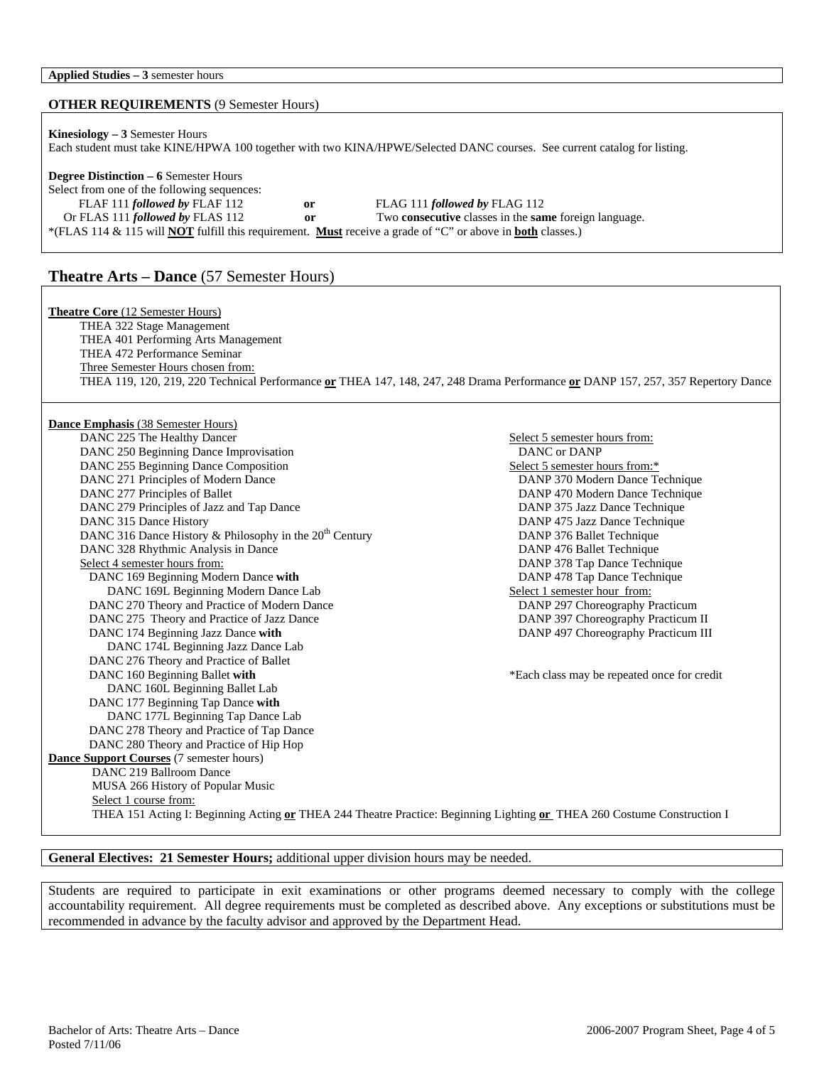**Applied Studies – 3** semester hours

**OTHER REQUIREMENTS** (9 Semester Hours)

**Kinesiology – 3** Semester Hours
Each student must take KINE/HPWA 100 together with two KINA/HPWE/Selected DANC courses. See current catalog for listing.

**Degree Distinction – 6** Semester Hours
Select from one of the following sequences:

- FLAF 111 ***followed by*** FLAF 112 **or** FLAG 111 ***followed by*** FLAG 112
- Or FLAS 111 ***followed by*** FLAS 112 **or** Two **consecutive** classes in the **same** foreign language.

*(FLAS 114 & 115 will **NOT** fulfill this requirement. **Must** receive a grade of "C" or above in **both** classes.)

## Theatre Arts – Dance (57 Semester Hours)

**Theatre Core** (12 Semester Hours)

- THEA 322 Stage Management
- THEA 401 Performing Arts Management
- THEA 472 Performance Seminar
- Three Semester Hours chosen from:
  THEA 119, 120, 219, 220 Technical Performance **or** THEA 147, 148, 247, 248 Drama Performance **or** DANP 157, 257, 357 Repertory Dance

**Dance Emphasis** (38 Semester Hours)

- DANC 225 The Healthy Dancer
- DANC 250 Beginning Dance Improvisation
- DANC 255 Beginning Dance Composition
- DANC 271 Principles of Modern Dance
- DANC 277 Principles of Ballet
- DANC 279 Principles of Jazz and Tap Dance
- DANC 315 Dance History
- DANC 316 Dance History & Philosophy in the 20th Century
- DANC 328 Rhythmic Analysis in Dance
- Select 4 semester hours from:
  - DANC 169 Beginning Modern Dance **with**
    - DANC 169L Beginning Modern Dance Lab
  - DANC 270 Theory and Practice of Modern Dance
  - DANC 275 Theory and Practice of Jazz Dance
  - DANC 174 Beginning Jazz Dance **with**
    - DANC 174L Beginning Jazz Dance Lab
  - DANC 276 Theory and Practice of Ballet
  - DANC 160 Beginning Ballet **with**
    - DANC 160L Beginning Ballet Lab
  - DANC 177 Beginning Tap Dance **with**
    - DANC 177L Beginning Tap Dance Lab
  - DANC 278 Theory and Practice of Tap Dance
  - DANC 280 Theory and Practice of Hip Hop
- Select 5 semester hours from:
  - DANC or DANP
- Select 5 semester hours from:*
  - DANP 370 Modern Dance Technique
  - DANP 470 Modern Dance Technique
  - DANP 375 Jazz Dance Technique
  - DANP 475 Jazz Dance Technique
  - DANP 376 Ballet Technique
  - DANP 476 Ballet Technique
  - DANP 378 Tap Dance Technique
  - DANP 478 Tap Dance Technique
- Select 1 semester hour from:
  - DANP 297 Choreography Practicum
  - DANP 397 Choreography Practicum II
  - DANP 497 Choreography Practicum III

*Each class may be repeated once for credit

**Dance Support Courses** (7 semester hours)

- DANC 219 Ballroom Dance
- MUSA 266 History of Popular Music
- Select 1 course from:
  THEA 151 Acting I: Beginning Acting **or** THEA 244 Theatre Practice: Beginning Lighting **or** THEA 260 Costume Construction I

**General Electives: 21 Semester Hours;** additional upper division hours may be needed.

Students are required to participate in exit examinations or other programs deemed necessary to comply with the college accountability requirement. All degree requirements must be completed as described above. Any exceptions or substitutions must be recommended in advance by the faculty advisor and approved by the Department Head.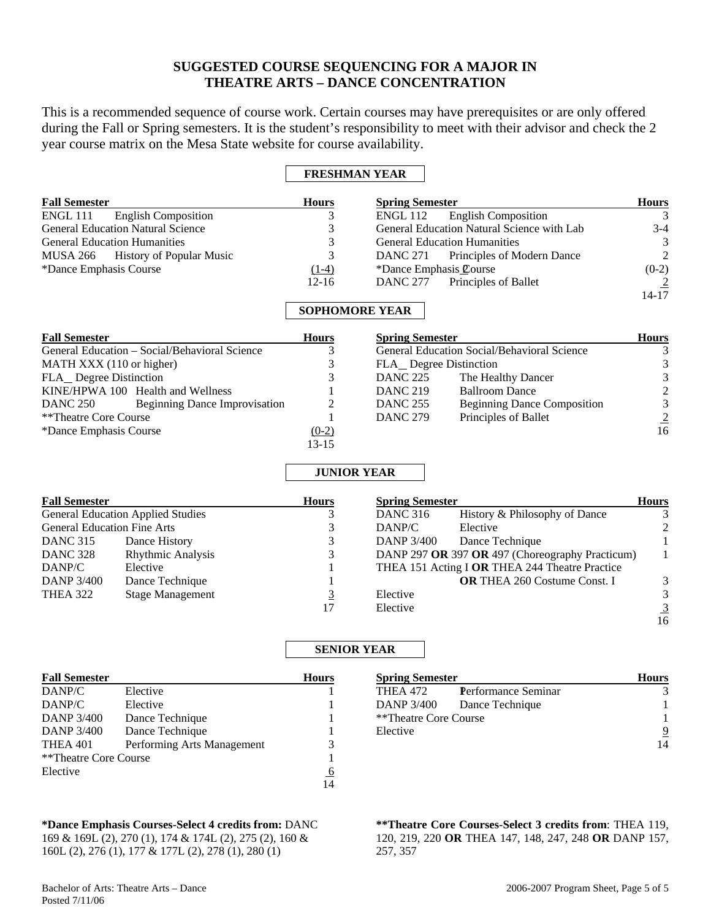## SUGGESTED COURSE SEQUENCING FOR A MAJOR IN THEATRE ARTS – DANCE CONCENTRATION

This is a recommended sequence of course work. Certain courses may have prerequisites or are only offered during the Fall or Spring semesters. It is the student's responsibility to meet with their advisor and check the 2 year course matrix on the Mesa State website for course availability.

### FRESHMAN YEAR

| Fall Semester | | Hours | Spring Semester | | Hours |
|---|---|---|---|---|---|
| ENGL 111 | English Composition | 3 | ENGL 112 | English Composition | 3 |
| General Education Natural Science | | 3 | General Education Natural Science with Lab | | 3-4 |
| General Education Humanities | | 3 | General Education Humanities | | 3 |
| MUSA 266 | History of Popular Music | 3 | DANC 271 | Principles of Modern Dance | 2 |
| *Dance Emphasis Course | | (1-4) | *Dance Emphasis Course | | (0-2) |
| | | 12-16 | DANC 277 | Principles of Ballet | 2 |
| | | | | | 14-17 |

### SOPHOMORE YEAR

| Fall Semester | | Hours | Spring Semester | | Hours |
|---|---|---|---|---|---|
| General Education – Social/Behavioral Science | | 3 | General Education Social/Behavioral Science | | 3 |
| MATH XXX (110 or higher) | | 3 | FLA_ Degree Distinction | | 3 |
| FLA_ Degree Distinction | | 3 | DANC 225 | The Healthy Dancer | 3 |
| KINE/HPWA 100 | Health and Wellness | 1 | DANC 219 | Ballroom Dance | 2 |
| DANC 250 | Beginning Dance Improvisation | 2 | DANC 255 | Beginning Dance Composition | 3 |
| **Theatre Core Course | | 1 | DANC 279 | Principles of Ballet | 2 |
| *Dance Emphasis Course | | (0-2) | | | 16 |
| | | 13-15 | | | |

### JUNIOR YEAR

| Fall Semester | | Hours | Spring Semester | | Hours |
|---|---|---|---|---|---|
| General Education Applied Studies | | 3 | DANC 316 | History & Philosophy of Dance | 3 |
| General Education Fine Arts | | 3 | DANP/C | Elective | 2 |
| DANC 315 | Dance History | 3 | DANP 3/400 | Dance Technique | 1 |
| DANC 328 | Rhythmic Analysis | 3 | DANP 297 **OR** 397 **OR** 497 (Choreography Practicum) | | 1 |
| DANP/C | Elective | 1 | THEA 151 Acting I **OR** THEA 244 Theatre Practice **OR** THEA 260 Costume Const. I | | 3 |
| DANP 3/400 | Dance Technique | 1 | Elective | | 3 |
| THEA 322 | Stage Management | 3 | Elective | | 3 |
| | | 17 | | | 16 |

### SENIOR YEAR

| Fall Semester | | Hours | Spring Semester | | Hours |
|---|---|---|---|---|---|
| DANP/C | Elective | 1 | THEA 472 | Performance Seminar | 3 |
| DANP/C | Elective | 1 | DANP 3/400 | Dance Technique | 1 |
| DANP 3/400 | Dance Technique | 1 | **Theatre Core Course | | 1 |
| DANP 3/400 | Dance Technique | 1 | Elective | | 9 |
| THEA 401 | Performing Arts Management | 3 | | | 14 |
| **Theatre Core Course | | 1 | | | |
| Elective | | 6 | | | |
| | | 14 | | | |

**\*Dance Emphasis Courses-Select 4 credits from:** DANC 169 & 169L (2), 270 (1), 174 & 174L (2), 275 (2), 160 & 160L (2), 276 (1), 177 & 177L (2), 278 (1), 280 (1)

**\*\*Theatre Core Courses-Select 3 credits from**: THEA 119, 120, 219, 220 **OR** THEA 147, 148, 247, 248 **OR** DANP 157, 257, 357